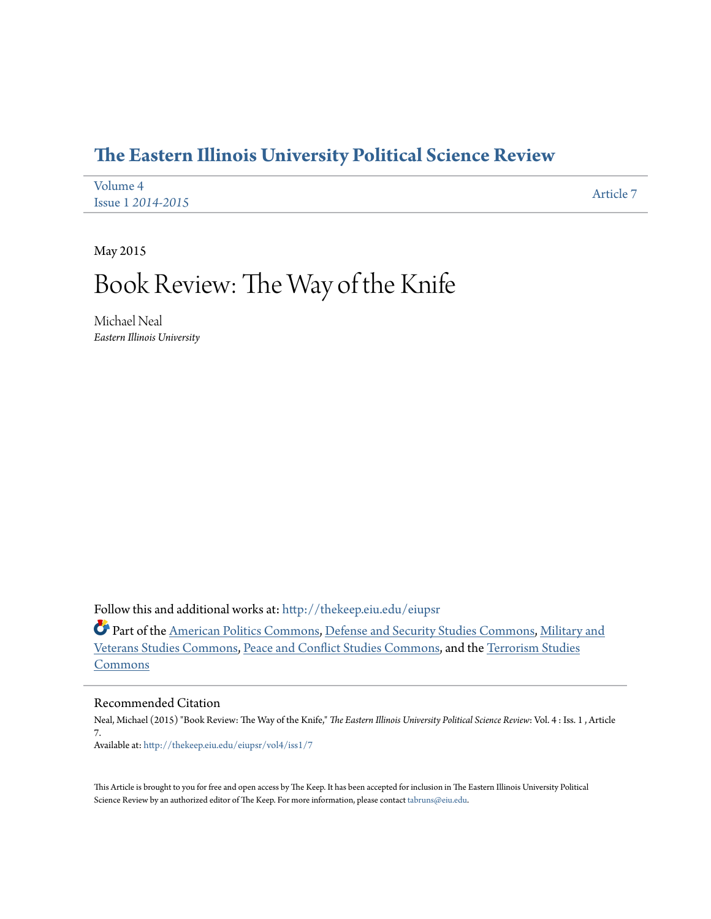# The Eastern Illinois University Political Science Review

Volume 4
Issue 1 *2014-2015*

Article 7

May 2015

# Book Review: The Way of the Knife

Michael Neal
*Eastern Illinois University*

Follow this and additional works at: http://thekeep.eiu.edu/eiupsr

Part of the American Politics Commons, Defense and Security Studies Commons, Military and Veterans Studies Commons, Peace and Conflict Studies Commons, and the Terrorism Studies Commons

## Recommended Citation

Neal, Michael (2015) "Book Review: The Way of the Knife," *The Eastern Illinois University Political Science Review*: Vol. 4 : Iss. 1 , Article 7.
Available at: http://thekeep.eiu.edu/eiupsr/vol4/iss1/7

This Article is brought to you for free and open access by The Keep. It has been accepted for inclusion in The Eastern Illinois University Political Science Review by an authorized editor of The Keep. For more information, please contact tabruns@eiu.edu.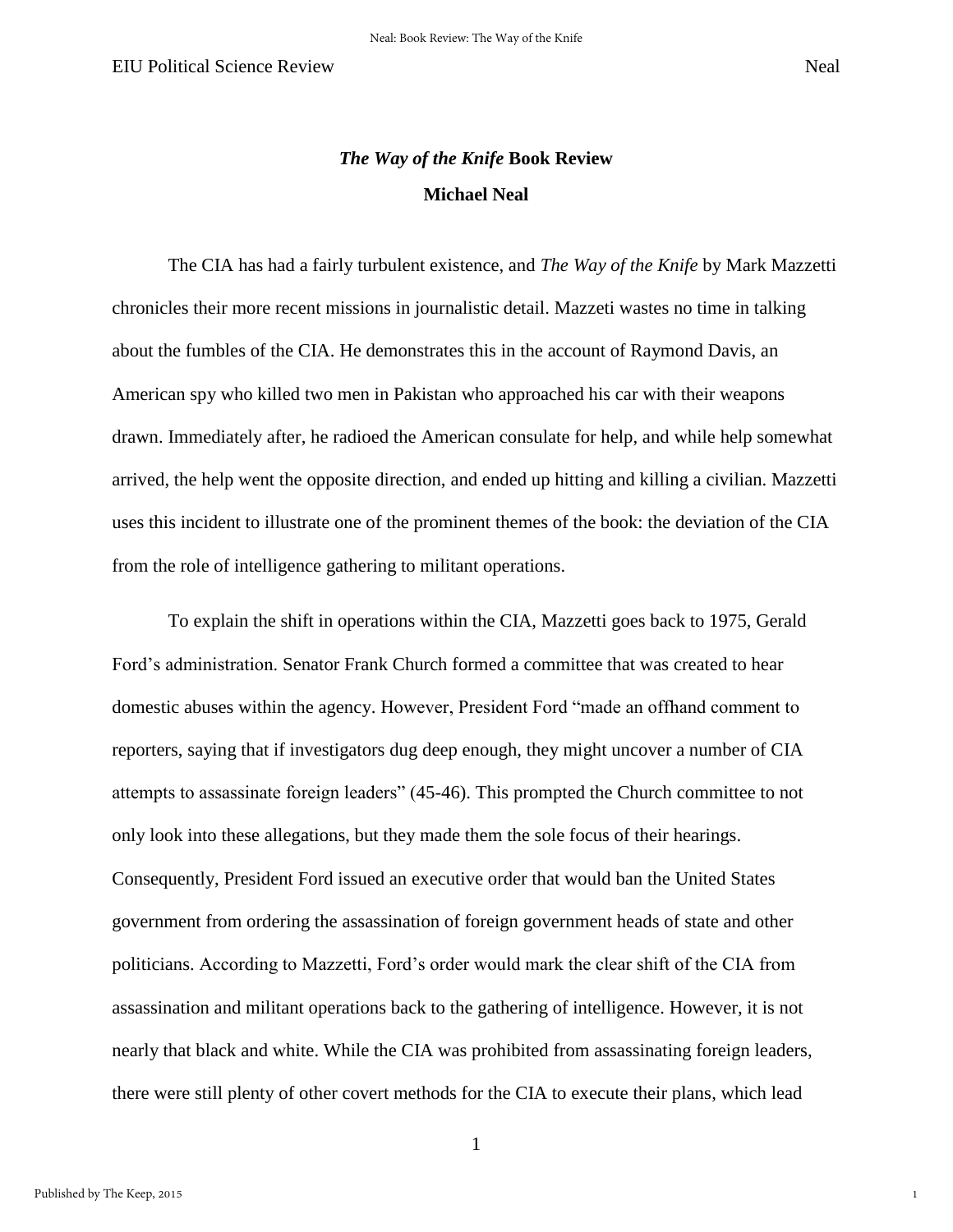# *The Way of the Knife* Book Review

**Michael Neal**

The CIA has had a fairly turbulent existence, and *The Way of the Knife* by Mark Mazzetti chronicles their more recent missions in journalistic detail. Mazzeti wastes no time in talking about the fumbles of the CIA. He demonstrates this in the account of Raymond Davis, an American spy who killed two men in Pakistan who approached his car with their weapons drawn. Immediately after, he radioed the American consulate for help, and while help somewhat arrived, the help went the opposite direction, and ended up hitting and killing a civilian. Mazzetti uses this incident to illustrate one of the prominent themes of the book: the deviation of the CIA from the role of intelligence gathering to militant operations.

To explain the shift in operations within the CIA, Mazzetti goes back to 1975, Gerald Ford's administration. Senator Frank Church formed a committee that was created to hear domestic abuses within the agency. However, President Ford "made an offhand comment to reporters, saying that if investigators dug deep enough, they might uncover a number of CIA attempts to assassinate foreign leaders" (45-46). This prompted the Church committee to not only look into these allegations, but they made them the sole focus of their hearings. Consequently, President Ford issued an executive order that would ban the United States government from ordering the assassination of foreign government heads of state and other politicians. According to Mazzetti, Ford's order would mark the clear shift of the CIA from assassination and militant operations back to the gathering of intelligence. However, it is not nearly that black and white. While the CIA was prohibited from assassinating foreign leaders, there were still plenty of other covert methods for the CIA to execute their plans, which lead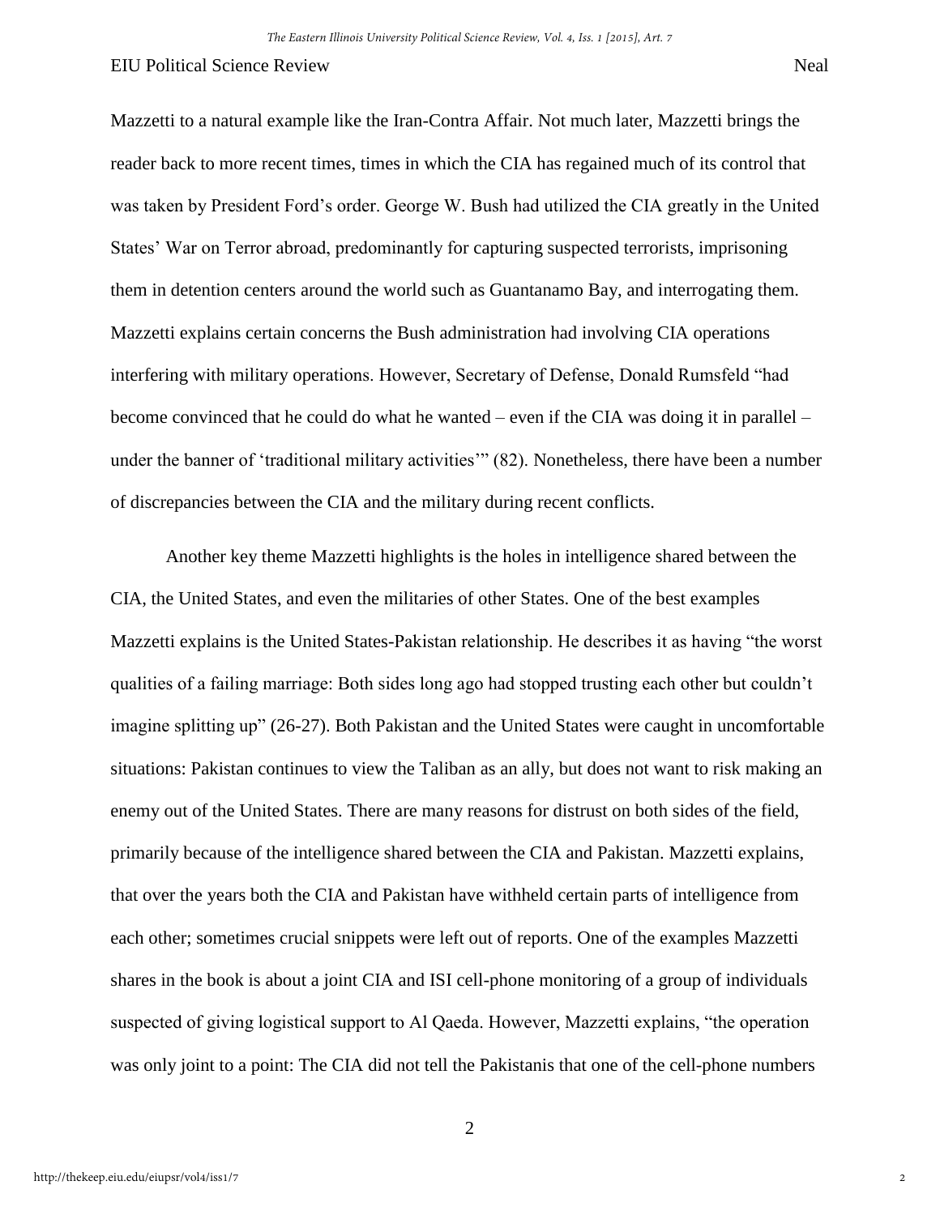Mazzetti to a natural example like the Iran-Contra Affair. Not much later, Mazzetti brings the reader back to more recent times, times in which the CIA has regained much of its control that was taken by President Ford's order. George W. Bush had utilized the CIA greatly in the United States' War on Terror abroad, predominantly for capturing suspected terrorists, imprisoning them in detention centers around the world such as Guantanamo Bay, and interrogating them. Mazzetti explains certain concerns the Bush administration had involving CIA operations interfering with military operations. However, Secretary of Defense, Donald Rumsfeld "had become convinced that he could do what he wanted – even if the CIA was doing it in parallel – under the banner of 'traditional military activities'" (82). Nonetheless, there have been a number of discrepancies between the CIA and the military during recent conflicts.

Another key theme Mazzetti highlights is the holes in intelligence shared between the CIA, the United States, and even the militaries of other States. One of the best examples Mazzetti explains is the United States-Pakistan relationship. He describes it as having "the worst qualities of a failing marriage: Both sides long ago had stopped trusting each other but couldn't imagine splitting up" (26-27). Both Pakistan and the United States were caught in uncomfortable situations: Pakistan continues to view the Taliban as an ally, but does not want to risk making an enemy out of the United States. There are many reasons for distrust on both sides of the field, primarily because of the intelligence shared between the CIA and Pakistan. Mazzetti explains, that over the years both the CIA and Pakistan have withheld certain parts of intelligence from each other; sometimes crucial snippets were left out of reports. One of the examples Mazzetti shares in the book is about a joint CIA and ISI cell-phone monitoring of a group of individuals suspected of giving logistical support to Al Qaeda. However, Mazzetti explains, "the operation was only joint to a point: The CIA did not tell the Pakistanis that one of the cell-phone numbers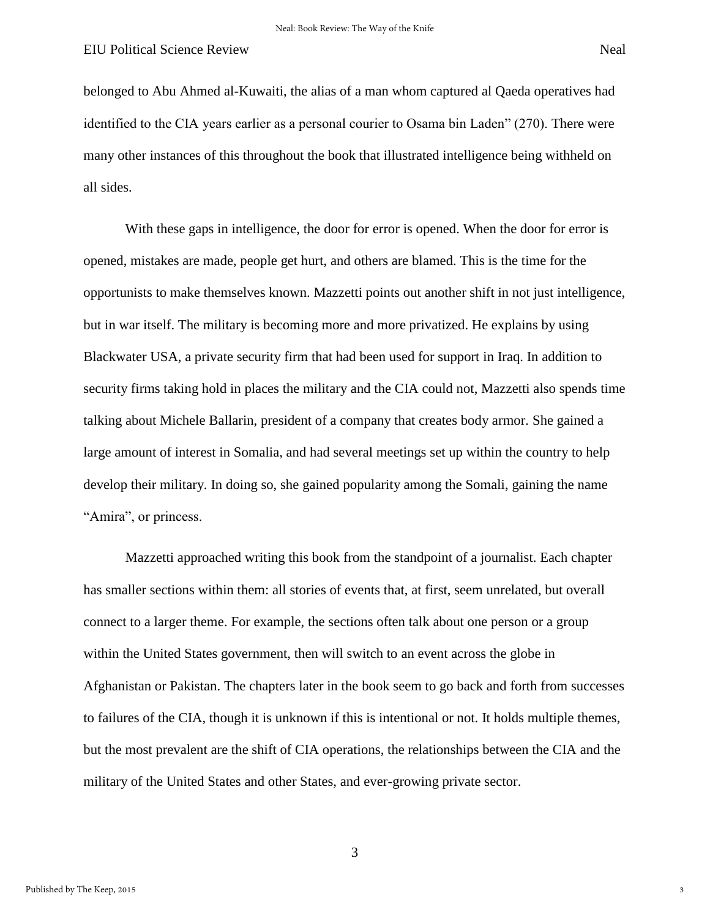belonged to Abu Ahmed al-Kuwaiti, the alias of a man whom captured al Qaeda operatives had identified to the CIA years earlier as a personal courier to Osama bin Laden" (270). There were many other instances of this throughout the book that illustrated intelligence being withheld on all sides.

With these gaps in intelligence, the door for error is opened. When the door for error is opened, mistakes are made, people get hurt, and others are blamed. This is the time for the opportunists to make themselves known. Mazzetti points out another shift in not just intelligence, but in war itself. The military is becoming more and more privatized. He explains by using Blackwater USA, a private security firm that had been used for support in Iraq. In addition to security firms taking hold in places the military and the CIA could not, Mazzetti also spends time talking about Michele Ballarin, president of a company that creates body armor. She gained a large amount of interest in Somalia, and had several meetings set up within the country to help develop their military. In doing so, she gained popularity among the Somali, gaining the name "Amira", or princess.

Mazzetti approached writing this book from the standpoint of a journalist. Each chapter has smaller sections within them: all stories of events that, at first, seem unrelated, but overall connect to a larger theme. For example, the sections often talk about one person or a group within the United States government, then will switch to an event across the globe in Afghanistan or Pakistan. The chapters later in the book seem to go back and forth from successes to failures of the CIA, though it is unknown if this is intentional or not. It holds multiple themes, but the most prevalent are the shift of CIA operations, the relationships between the CIA and the military of the United States and other States, and ever-growing private sector.